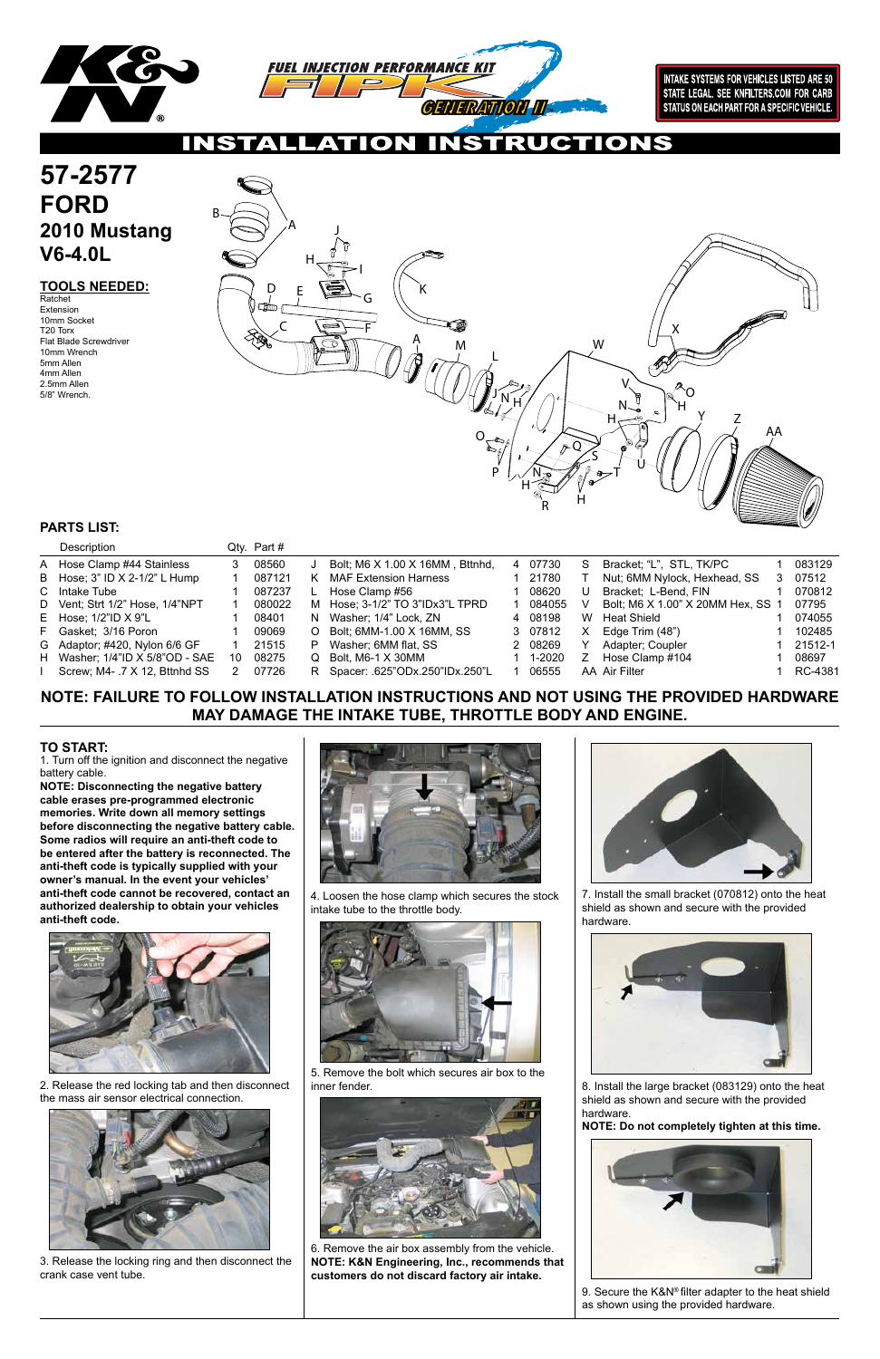INTAKE SYSTEMS FOR VEHICLES LISTED ARE 50 STATE LEGAL. SEE KNFILTERS.COM FOR CARB STATUS ON EACH PART FOR A SPECIFIC VEHICLE.

# INSTALLATION INSTRUCTIONS

# 57-2577
## FORD
### 2010 Mustang V6-4.0L

**TOOLS NEEDED:**
Ratchet
Extension
10mm Socket
T20 Torx
Flat Blade Screwdriver
10mm Wrench
5mm Allen
4mm Allen
2.5mm Allen
5/8" Wrench.

**PARTS LIST:**

| | Description | Qty. | Part # | | Description | Qty. | Part # | | Description | Qty. | Part # |
|---|---|---|---|---|---|---|---|---|---|---|---|
| A | Hose Clamp #44 Stainless | 3 | 08560 | J | Bolt; M6 X 1.00 X 16MM, Bttnhd, | 4 | 07730 | S | Bracket; "L", STL, TK/PC | 1 | 083129 |
| B | Hose; 3" ID X 2-1/2" L Hump | 1 | 087121 | K | MAF Extension Harness | 1 | 21780 | T | Nut; 6MM Nylock, Hexhead, SS | 3 | 07512 |
| C | Intake Tube | 1 | 087237 | L | Hose Clamp #56 | 1 | 08620 | U | Bracket; L-Bend, FIN | 1 | 070812 |
| D | Vent; Strt 1/2" Hose, 1/4"NPT | 1 | 080022 | M | Hose; 3-1/2" TO 3"IDx3"L TPRD | 1 | 084055 | V | Bolt; M6 X 1.00" X 20MM Hex, SS | 1 | 07795 |
| E | Hose; 1/2"ID X 9"L | 1 | 08401 | N | Washer; 1/4" Lock, ZN | 4 | 08198 | W | Heat Shield | 1 | 074055 |
| F | Gasket; 3/16 Poron | 1 | 09069 | O | Bolt; 6MM-1.00 X 16MM, SS | 3 | 07812 | X | Edge Trim (48") | 1 | 102485 |
| G | Adaptor; #420, Nylon 6/6 GF | 1 | 21515 | P | Washer; 6MM flat, SS | 2 | 08269 | Y | Adapter; Coupler | 1 | 21512-1 |
| H | Washer; 1/4"ID X 5/8"OD - SAE | 10 | 08275 | Q | Bolt, M6-1 X 30MM | 1 | 1-2020 | Z | Hose Clamp #104 | 1 | 08697 |
| I | Screw; M4- .7 X 12, Bttnhd SS | 2 | 07726 | R | Spacer: .625"ODx.250"IDx.250"L | 1 | 06555 | AA | Air Filter | 1 | RC-4381 |

**NOTE: FAILURE TO FOLLOW INSTALLATION INSTRUCTIONS AND NOT USING THE PROVIDED HARDWARE MAY DAMAGE THE INTAKE TUBE, THROTTLE BODY AND ENGINE.**

**TO START:**

1. Turn off the ignition and disconnect the negative battery cable.

**NOTE: Disconnecting the negative battery cable erases pre-programmed electronic memories. Write down all memory settings before disconnecting the negative battery cable. Some radios will require an anti-theft code to be entered after the battery is reconnected. The anti-theft code is typically supplied with your owner's manual. In the event your vehicles' anti-theft code cannot be recovered, contact an authorized dealership to obtain your vehicles anti-theft code.**

2. Release the red locking tab and then disconnect the mass air sensor electrical connection.

3. Release the locking ring and then disconnect the crank case vent tube.

4. Loosen the hose clamp which secures the stock intake tube to the throttle body.

5. Remove the bolt which secures air box to the inner fender.

6. Remove the air box assembly from the vehicle.
**NOTE: K&N Engineering, Inc., recommends that customers do not discard factory air intake.**

7. Install the small bracket (070812) onto the heat shield as shown and secure with the provided hardware.

8. Install the large bracket (083129) onto the heat shield as shown and secure with the provided hardware.
**NOTE: Do not completely tighten at this time.**

9. Secure the K&N® filter adapter to the heat shield as shown using the provided hardware.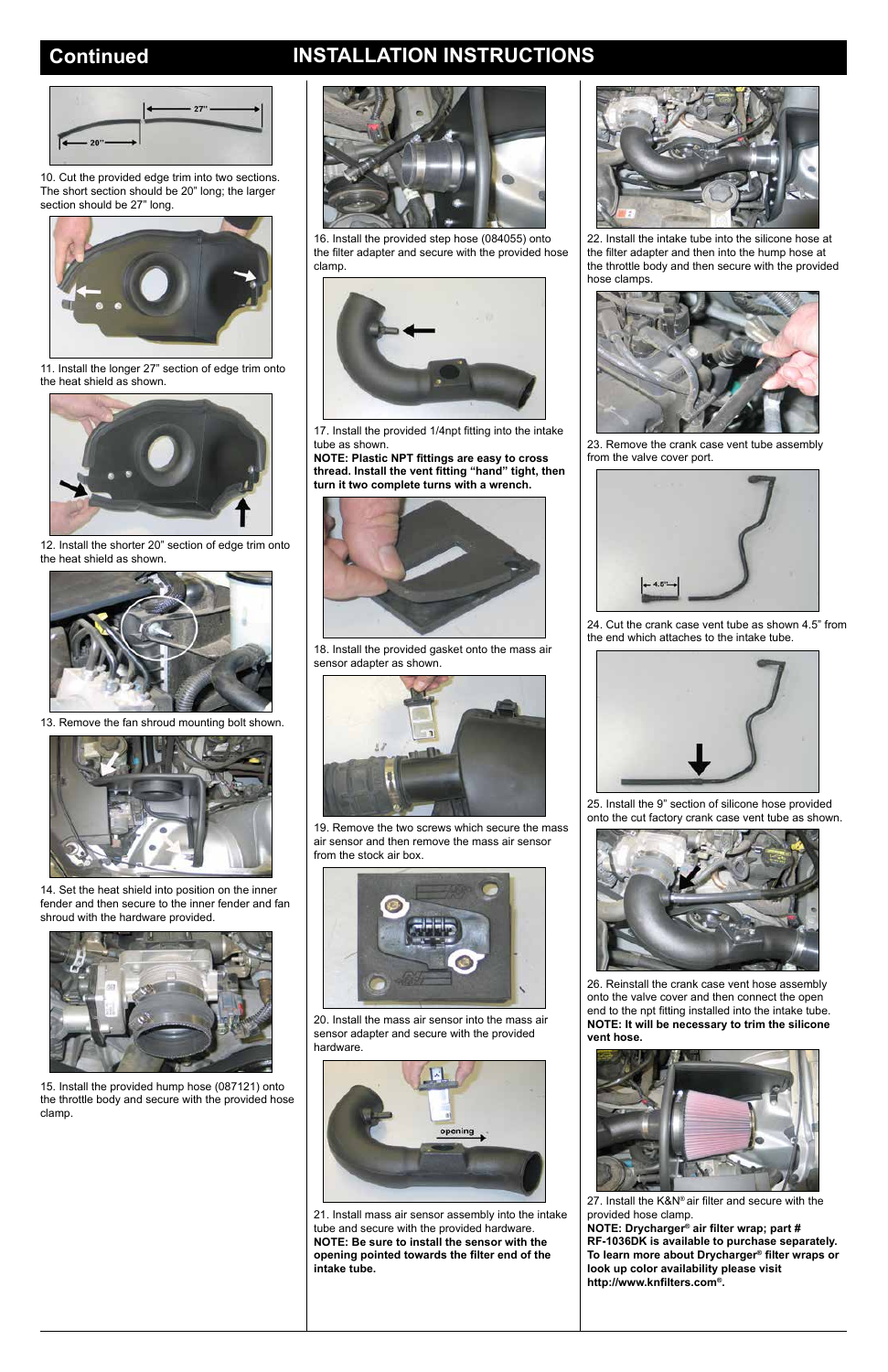# Continued

## INSTALLATION INSTRUCTIONS

10. Cut the provided edge trim into two sections. The short section should be 20" long; the larger section should be 27" long.

11. Install the longer 27" section of edge trim onto the heat shield as shown.

12. Install the shorter 20" section of edge trim onto the heat shield as shown.

13. Remove the fan shroud mounting bolt shown.

14. Set the heat shield into position on the inner fender and then secure to the inner fender and fan shroud with the hardware provided.

15. Install the provided hump hose (087121) onto the throttle body and secure with the provided hose clamp.

16. Install the provided step hose (084055) onto the filter adapter and secure with the provided hose clamp.

17. Install the provided 1/4npt fitting into the intake tube as shown.
**NOTE: Plastic NPT fittings are easy to cross thread. Install the vent fitting "hand" tight, then turn it two complete turns with a wrench.**

18. Install the provided gasket onto the mass air sensor adapter as shown.

19. Remove the two screws which secure the mass air sensor and then remove the mass air sensor from the stock air box.

20. Install the mass air sensor into the mass air sensor adapter and secure with the provided hardware.

21. Install mass air sensor assembly into the intake tube and secure with the provided hardware.
**NOTE: Be sure to install the sensor with the opening pointed towards the filter end of the intake tube.**

22. Install the intake tube into the silicone hose at the filter adapter and then into the hump hose at the throttle body and then secure with the provided hose clamps.

23. Remove the crank case vent tube assembly from the valve cover port.

24. Cut the crank case vent tube as shown 4.5" from the end which attaches to the intake tube.

25. Install the 9" section of silicone hose provided onto the cut factory crank case vent tube as shown.

26. Reinstall the crank case vent hose assembly onto the valve cover and then connect the open end to the npt fitting installed into the intake tube.
**NOTE: It will be necessary to trim the silicone vent hose.**

27. Install the K&N® air filter and secure with the provided hose clamp.
**NOTE: Drycharger® air filter wrap; part # RF-1036DK is available to purchase separately. To learn more about Drycharger® filter wraps or look up color availability please visit http://www.knfilters.com®.**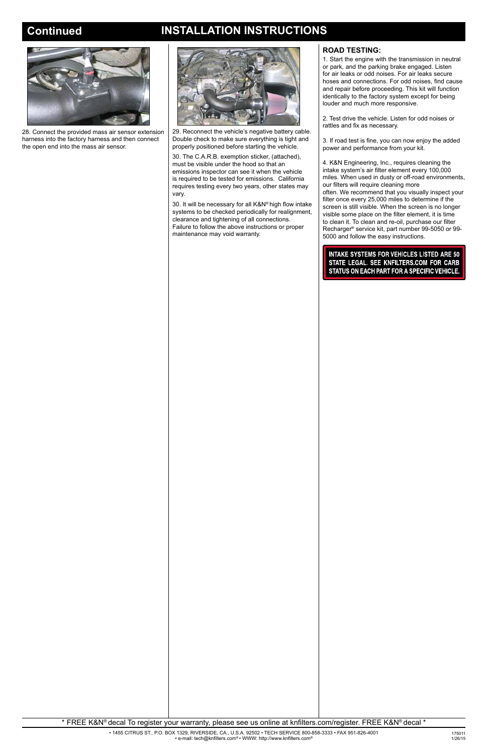# Continued INSTALLATION INSTRUCTIONS

28. Connect the provided mass air sensor extension harness into the factory harness and then connect the open end into the mass air sensor.

29. Reconnect the vehicle's negative battery cable. Double check to make sure everything is tight and properly positioned before starting the vehicle.

30. The C.A.R.B. exemption sticker, (attached), must be visible under the hood so that an emissions inspector can see it when the vehicle is required to be tested for emissions. California requires testing every two years, other states may vary.

30. It will be necessary for all K&N® high flow intake systems to be checked periodically for realignment, clearance and tightening of all connections. Failure to follow the above instructions or proper maintenance may void warranty.

**ROAD TESTING:**

1. Start the engine with the transmission in neutral or park, and the parking brake engaged. Listen for air leaks or odd noises. For air leaks secure hoses and connections. For odd noises, find cause and repair before proceeding. This kit will function identically to the factory system except for being louder and much more responsive.

2. Test drive the vehicle. Listen for odd noises or rattles and fix as necessary.

3. If road test is fine, you can now enjoy the added power and performance from your kit.

4. K&N Engineering, Inc., requires cleaning the intake system's air filter element every 100,000 miles. When used in dusty or off-road environments, our filters will require cleaning more often. We recommend that you visually inspect your filter once every 25,000 miles to determine if the screen is still visible. When the screen is no longer visible some place on the filter element, it is time to clean it. To clean and re-oil, purchase our filter Recharger® service kit, part number 99-5050 or 99-5000 and follow the easy instructions.

**INTAKE SYSTEMS FOR VEHICLES LISTED ARE 50 STATE LEGAL. SEE KNFILTERS.COM FOR CARB STATUS ON EACH PART FOR A SPECIFIC VEHICLE.**

* FREE K&N® decal To register your warranty, please see us online at knfilters.com/register. FREE K&N® decal *

• 1455 CITRUS ST., P.O. BOX 1329, RIVERSIDE, CA., U.S.A. 92502 • TECH SERVICE 800-858-3333 • FAX 951-826-4001
• e-mail: tech@knfilters.com® • WWW: http://www.knfilters.com®

175011
1/26/15